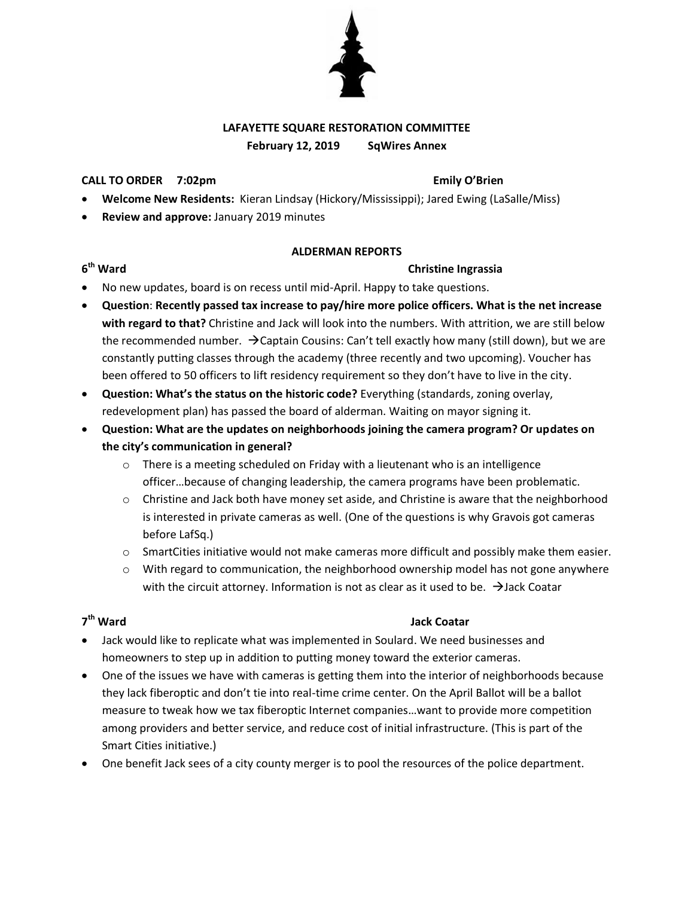# LAFAYETTE SQUARE RESTORATION COMMITTEE

**February 12, 2019 SqWires Annex**

**CALL TO ORDER 7:02pm** **Emily O'Brien**

- **Welcome New Residents:** Kieran Lindsay (Hickory/Mississippi); Jared Ewing (LaSalle/Miss)
- **Review and approve:** January 2019 minutes

## ALDERMAN REPORTS

### 6th Ward Christine Ingrassia

- No new updates, board is on recess until mid-April. Happy to take questions.
- **Question**: **Recently passed tax increase to pay/hire more police officers. What is the net increase with regard to that?** Christine and Jack will look into the numbers. With attrition, we are still below the recommended number. →Captain Cousins: Can't tell exactly how many (still down), but we are constantly putting classes through the academy (three recently and two upcoming). Voucher has been offered to 50 officers to lift residency requirement so they don't have to live in the city.
- **Question: What's the status on the historic code?** Everything (standards, zoning overlay, redevelopment plan) has passed the board of alderman. Waiting on mayor signing it.
- **Question: What are the updates on neighborhoods joining the camera program? Or updates on the city's communication in general?**
  - There is a meeting scheduled on Friday with a lieutenant who is an intelligence officer…because of changing leadership, the camera programs have been problematic.
  - Christine and Jack both have money set aside, and Christine is aware that the neighborhood is interested in private cameras as well. (One of the questions is why Gravois got cameras before LafSq.)
  - SmartCities initiative would not make cameras more difficult and possibly make them easier.
  - With regard to communication, the neighborhood ownership model has not gone anywhere with the circuit attorney. Information is not as clear as it used to be. →Jack Coatar

### 7th Ward Jack Coatar

- Jack would like to replicate what was implemented in Soulard. We need businesses and homeowners to step up in addition to putting money toward the exterior cameras.
- One of the issues we have with cameras is getting them into the interior of neighborhoods because they lack fiberoptic and don't tie into real-time crime center. On the April Ballot will be a ballot measure to tweak how we tax fiberoptic Internet companies…want to provide more competition among providers and better service, and reduce cost of initial infrastructure. (This is part of the Smart Cities initiative.)
- One benefit Jack sees of a city county merger is to pool the resources of the police department.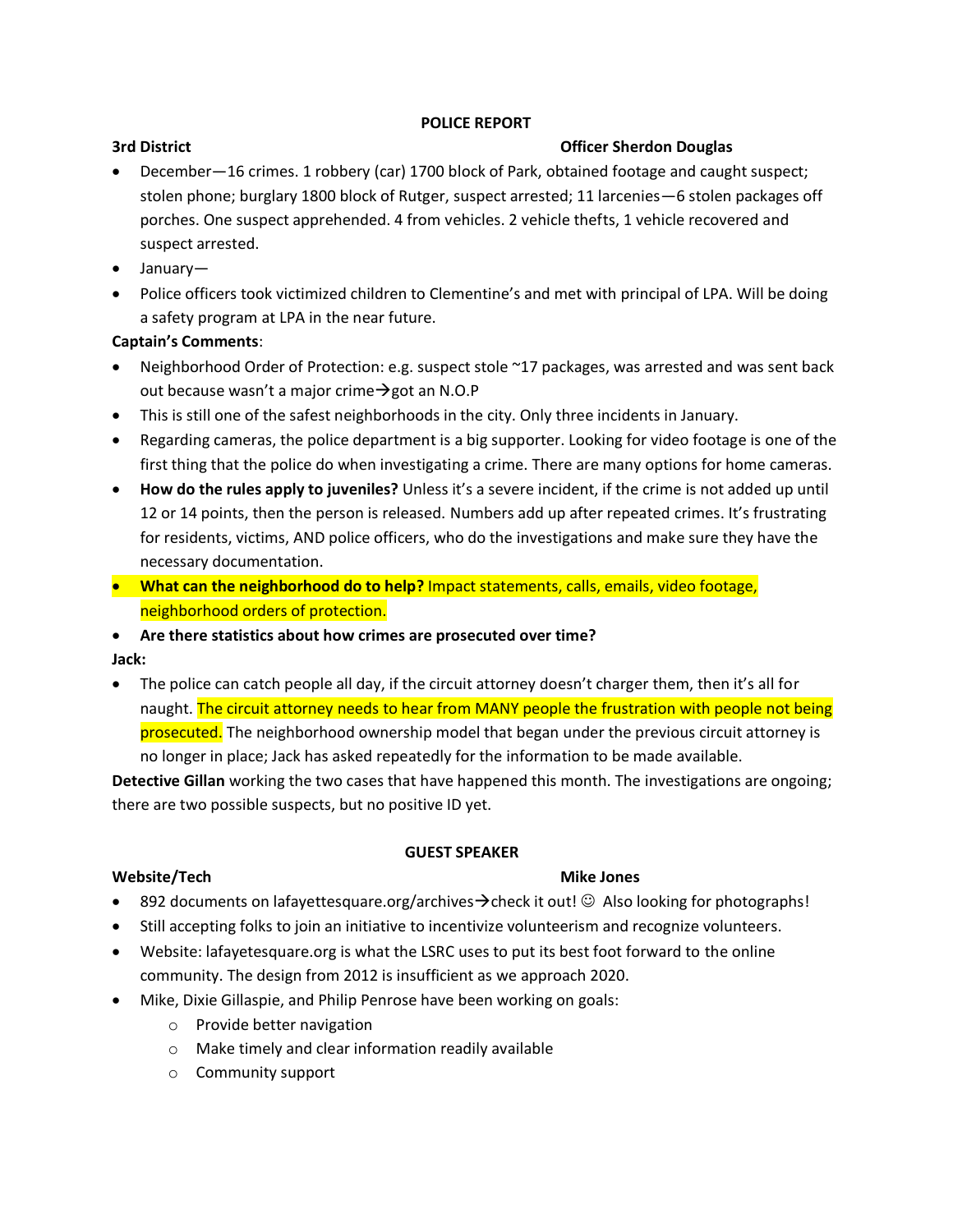**POLICE REPORT**

**3rd District** **Officer Sherdon Douglas**

- December—16 crimes. 1 robbery (car) 1700 block of Park, obtained footage and caught suspect; stolen phone; burglary 1800 block of Rutger, suspect arrested; 11 larcenies—6 stolen packages off porches. One suspect apprehended. 4 from vehicles. 2 vehicle thefts, 1 vehicle recovered and suspect arrested.
- January—
- Police officers took victimized children to Clementine's and met with principal of LPA. Will be doing a safety program at LPA in the near future.

**Captain's Comments**:

- Neighborhood Order of Protection: e.g. suspect stole ~17 packages, was arrested and was sent back out because wasn't a major crime→got an N.O.P
- This is still one of the safest neighborhoods in the city. Only three incidents in January.
- Regarding cameras, the police department is a big supporter. Looking for video footage is one of the first thing that the police do when investigating a crime. There are many options for home cameras.
- **How do the rules apply to juveniles?** Unless it's a severe incident, if the crime is not added up until 12 or 14 points, then the person is released. Numbers add up after repeated crimes. It's frustrating for residents, victims, AND police officers, who do the investigations and make sure they have the necessary documentation.
- **What can the neighborhood do to help?** Impact statements, calls, emails, video footage, neighborhood orders of protection.
- **Are there statistics about how crimes are prosecuted over time?**

**Jack:**

- The police can catch people all day, if the circuit attorney doesn't charger them, then it's all for naught. The circuit attorney needs to hear from MANY people the frustration with people not being prosecuted. The neighborhood ownership model that began under the previous circuit attorney is no longer in place; Jack has asked repeatedly for the information to be made available.

**Detective Gillan** working the two cases that have happened this month. The investigations are ongoing; there are two possible suspects, but no positive ID yet.

**GUEST SPEAKER**

**Website/Tech** **Mike Jones**

- 892 documents on lafayettesquare.org/archives→check it out! ☺ Also looking for photographs!
- Still accepting folks to join an initiative to incentivize volunteerism and recognize volunteers.
- Website: lafayetesquare.org is what the LSRC uses to put its best foot forward to the online community. The design from 2012 is insufficient as we approach 2020.
- Mike, Dixie Gillaspie, and Philip Penrose have been working on goals:
    - Provide better navigation
    - Make timely and clear information readily available
    - Community support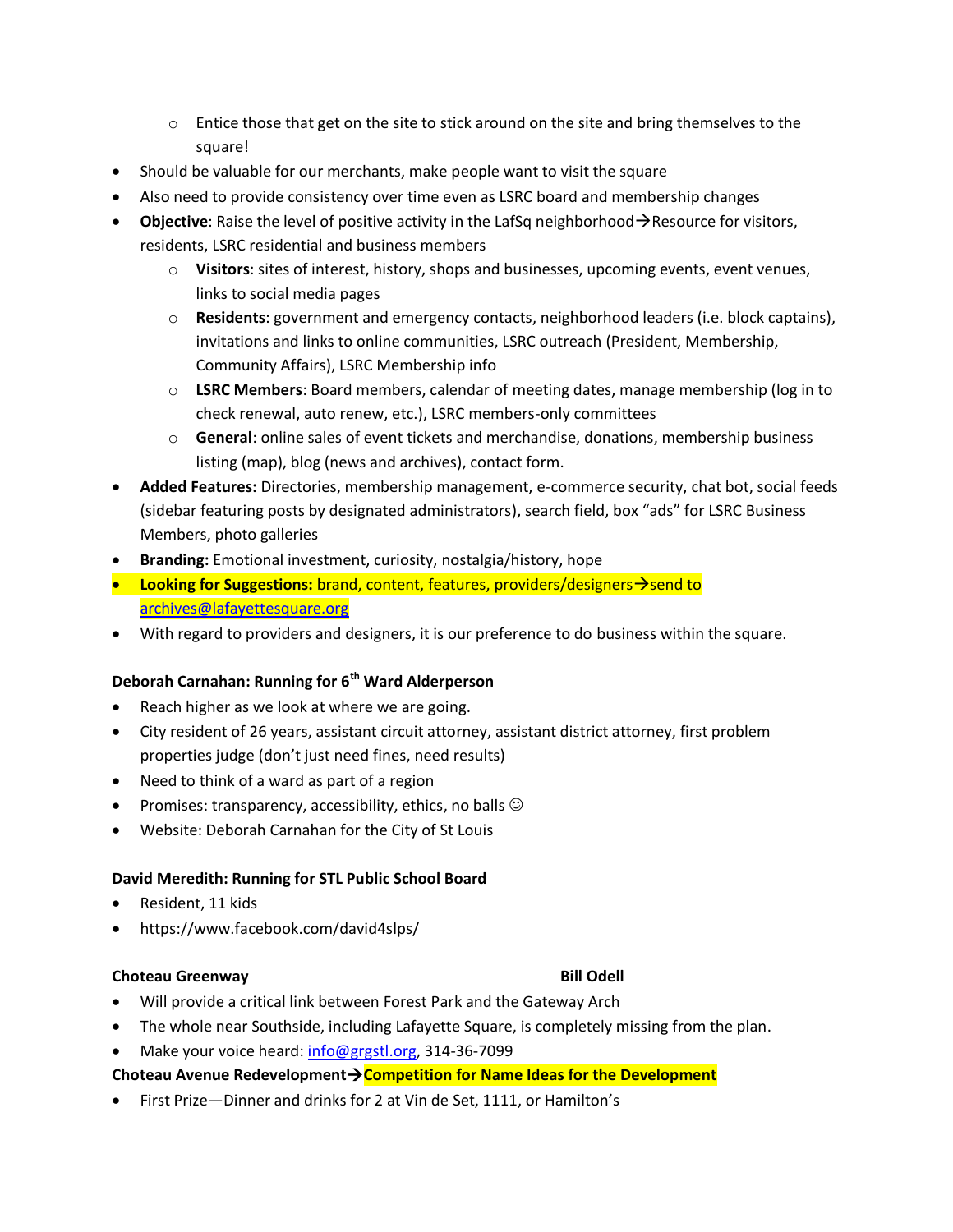- Entice those that get on the site to stick around on the site and bring themselves to the square!
- Should be valuable for our merchants, make people want to visit the square
- Also need to provide consistency over time even as LSRC board and membership changes
- **Objective**: Raise the level of positive activity in the LafSq neighborhood→Resource for visitors, residents, LSRC residential and business members
  - **Visitors**: sites of interest, history, shops and businesses, upcoming events, event venues, links to social media pages
  - **Residents**: government and emergency contacts, neighborhood leaders (i.e. block captains), invitations and links to online communities, LSRC outreach (President, Membership, Community Affairs), LSRC Membership info
  - **LSRC Members**: Board members, calendar of meeting dates, manage membership (log in to check renewal, auto renew, etc.), LSRC members-only committees
  - **General**: online sales of event tickets and merchandise, donations, membership business listing (map), blog (news and archives), contact form.
- **Added Features:** Directories, membership management, e-commerce security, chat bot, social feeds (sidebar featuring posts by designated administrators), search field, box "ads" for LSRC Business Members, photo galleries
- **Branding:** Emotional investment, curiosity, nostalgia/history, hope
- **Looking for Suggestions:** brand, content, features, providers/designers→send to archives@lafayettesquare.org
- With regard to providers and designers, it is our preference to do business within the square.

**Deborah Carnahan: Running for 6th Ward Alderperson**

- Reach higher as we look at where we are going.
- City resident of 26 years, assistant circuit attorney, assistant district attorney, first problem properties judge (don't just need fines, need results)
- Need to think of a ward as part of a region
- Promises: transparency, accessibility, ethics, no balls ☺
- Website: Deborah Carnahan for the City of St Louis

**David Meredith: Running for STL Public School Board**

- Resident, 11 kids
- https://www.facebook.com/david4slps/

**Choteau Greenway** **Bill Odell**

- Will provide a critical link between Forest Park and the Gateway Arch
- The whole near Southside, including Lafayette Square, is completely missing from the plan.
- Make your voice heard: info@grgstl.org, 314-36-7099

**Choteau Avenue Redevelopment→Competition for Name Ideas for the Development**

- First Prize—Dinner and drinks for 2 at Vin de Set, 1111, or Hamilton's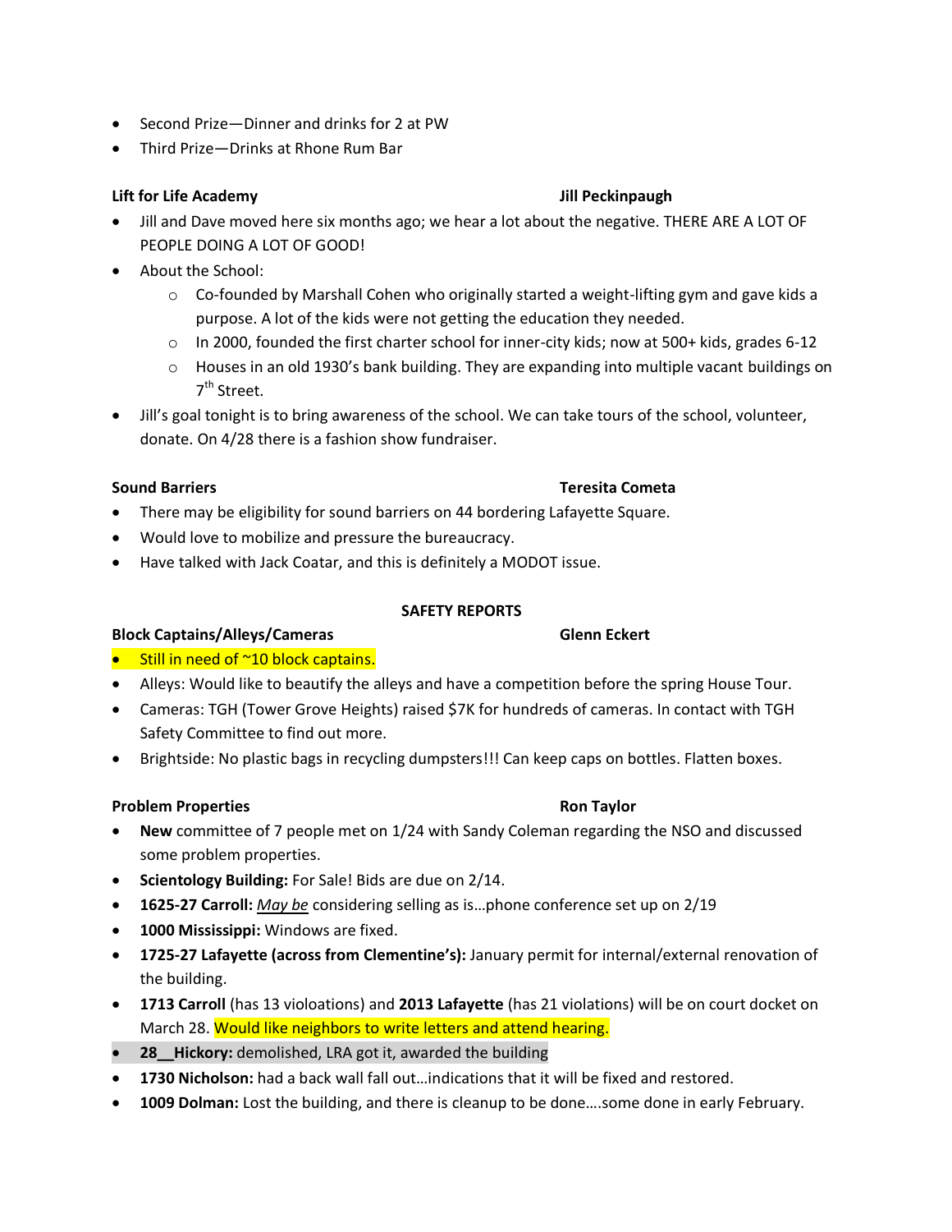- Second Prize—Dinner and drinks for 2 at PW
- Third Prize—Drinks at Rhone Rum Bar

**Lift for Life Academy** **Jill Peckinpaugh**

- Jill and Dave moved here six months ago; we hear a lot about the negative. THERE ARE A LOT OF PEOPLE DOING A LOT OF GOOD!
- About the School:
    - Co-founded by Marshall Cohen who originally started a weight-lifting gym and gave kids a purpose. A lot of the kids were not getting the education they needed.
    - In 2000, founded the first charter school for inner-city kids; now at 500+ kids, grades 6-12
    - Houses in an old 1930's bank building. They are expanding into multiple vacant buildings on 7th Street.
- Jill's goal tonight is to bring awareness of the school. We can take tours of the school, volunteer, donate. On 4/28 there is a fashion show fundraiser.

**Sound Barriers** **Teresita Cometa**

- There may be eligibility for sound barriers on 44 bordering Lafayette Square.
- Would love to mobilize and pressure the bureaucracy.
- Have talked with Jack Coatar, and this is definitely a MODOT issue.

**SAFETY REPORTS**

**Block Captains/Alleys/Cameras** **Glenn Eckert**

- Still in need of ~10 block captains.
- Alleys: Would like to beautify the alleys and have a competition before the spring House Tour.
- Cameras: TGH (Tower Grove Heights) raised $7K for hundreds of cameras. In contact with TGH Safety Committee to find out more.
- Brightside: No plastic bags in recycling dumpsters!!! Can keep caps on bottles. Flatten boxes.

**Problem Properties** **Ron Taylor**

- **New** committee of 7 people met on 1/24 with Sandy Coleman regarding the NSO and discussed some problem properties.
- **Scientology Building:** For Sale! Bids are due on 2/14.
- **1625-27 Carroll:** *May be* considering selling as is…phone conference set up on 2/19
- **1000 Mississippi:** Windows are fixed.
- **1725-27 Lafayette (across from Clementine's):** January permit for internal/external renovation of the building.
- **1713 Carroll** (has 13 vioaloations) and **2013 Lafayette** (has 21 violations) will be on court docket on March 28. Would like neighbors to write letters and attend hearing.
- **28__Hickory:** demolished, LRA got it, awarded the building
- **1730 Nicholson:** had a back wall fall out…indications that it will be fixed and restored.
- **1009 Dolman:** Lost the building, and there is cleanup to be done….some done in early February.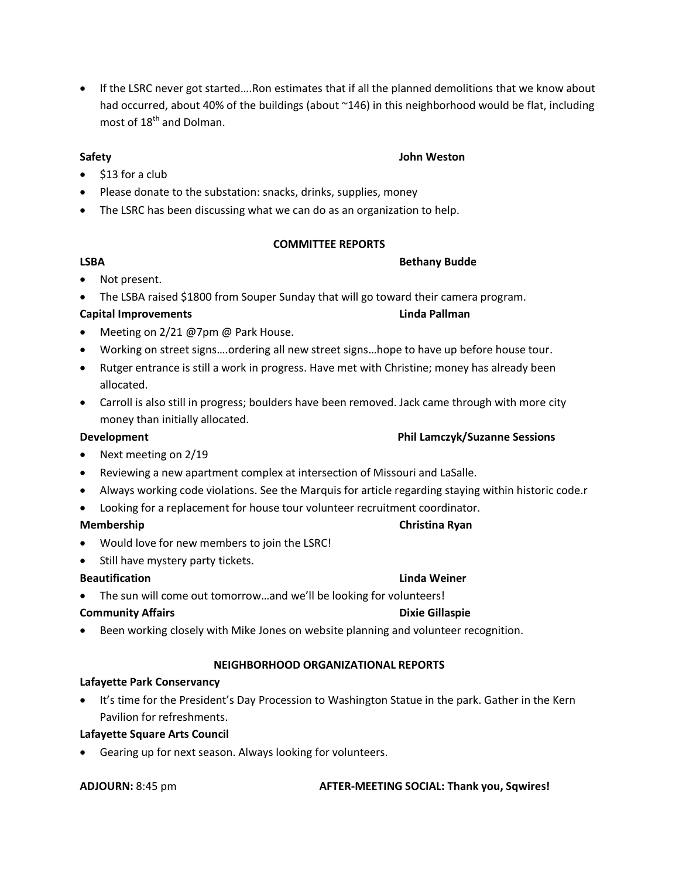- If the LSRC never got started….Ron estimates that if all the planned demolitions that we know about had occurred, about 40% of the buildings (about ~146) in this neighborhood would be flat, including most of 18th and Dolman.

**Safety** **John Weston**

- $13 for a club
- Please donate to the substation: snacks, drinks, supplies, money
- The LSRC has been discussing what we can do as an organization to help.

## COMMITTEE REPORTS

**LSBA** **Bethany Budde**

- Not present.
- The LSBA raised $1800 from Souper Sunday that will go toward their camera program.

**Capital Improvements** **Linda Pallman**

- Meeting on 2/21 @7pm @ Park House.
- Working on street signs….ordering all new street signs…hope to have up before house tour.
- Rutger entrance is still a work in progress. Have met with Christine; money has already been allocated.
- Carroll is also still in progress; boulders have been removed. Jack came through with more city money than initially allocated.

**Development** **Phil Lamczyk/Suzanne Sessions**

- Next meeting on 2/19
- Reviewing a new apartment complex at intersection of Missouri and LaSalle.
- Always working code violations. See the Marquis for article regarding staying within historic code.r
- Looking for a replacement for house tour volunteer recruitment coordinator.

**Membership** **Christina Ryan**

- Would love for new members to join the LSRC!
- Still have mystery party tickets.

**Beautification** **Linda Weiner**

- The sun will come out tomorrow…and we'll be looking for volunteers!

**Community Affairs** **Dixie Gillaspie**

- Been working closely with Mike Jones on website planning and volunteer recognition.

## NEIGHBORHOOD ORGANIZATIONAL REPORTS

**Lafayette Park Conservancy**

- It's time for the President's Day Procession to Washington Statue in the park. Gather in the Kern Pavilion for refreshments.

**Lafayette Square Arts Council**

- Gearing up for next season. Always looking for volunteers.

**ADJOURN:** 8:45 pm **AFTER-MEETING SOCIAL: Thank you, Sqwires!**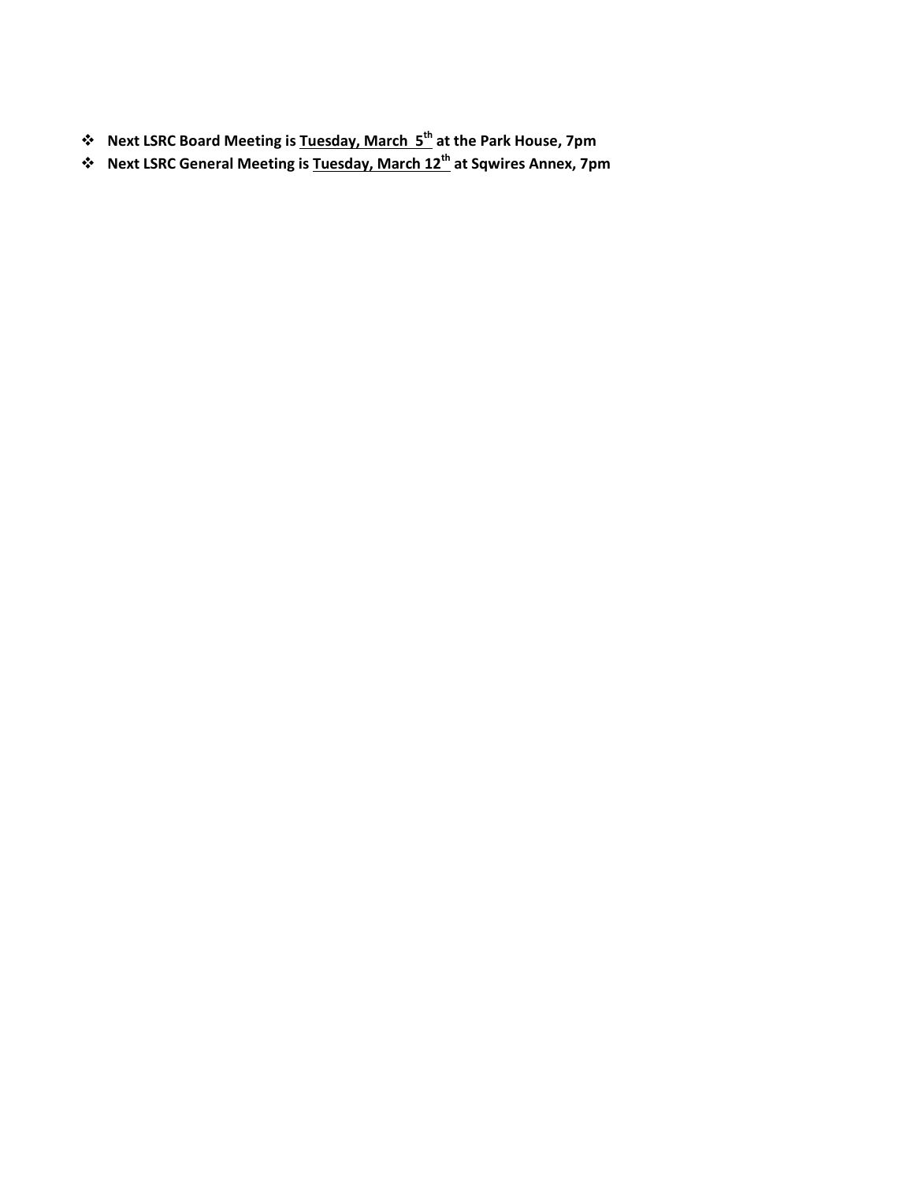- **Next LSRC Board Meeting is Tuesday, March 5th at the Park House, 7pm**
- **Next LSRC General Meeting is Tuesday, March 12th at Sqwires Annex, 7pm**